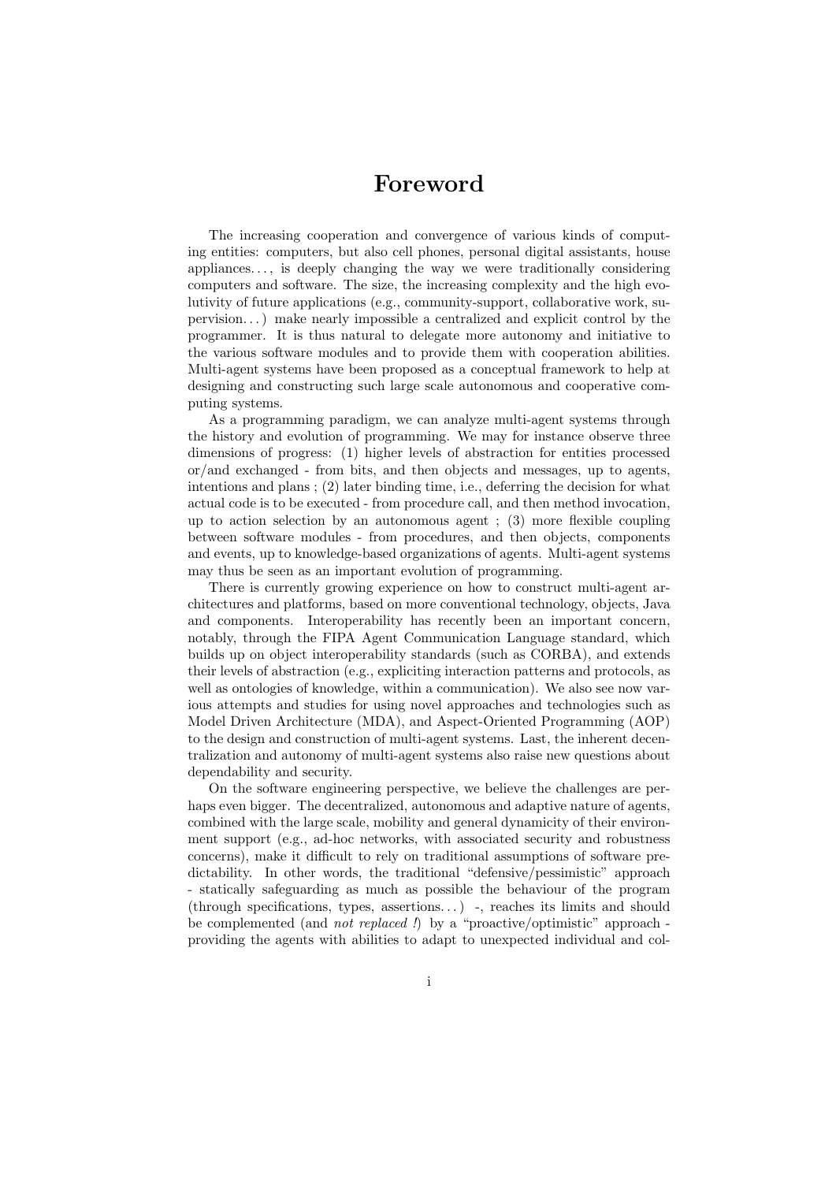# Foreword

The increasing cooperation and convergence of various kinds of computing entities: computers, but also cell phones, personal digital assistants, house appliances..., is deeply changing the way we were traditionally considering computers and software. The size, the increasing complexity and the high evolutivity of future applications (e.g., community-support, collaborative work, supervision...) make nearly impossible a centralized and explicit control by the programmer. It is thus natural to delegate more autonomy and initiative to the various software modules and to provide them with cooperation abilities. Multi-agent systems have been proposed as a conceptual framework to help at designing and constructing such large scale autonomous and cooperative computing systems.

As a programming paradigm, we can analyze multi-agent systems through the history and evolution of programming. We may for instance observe three dimensions of progress: (1) higher levels of abstraction for entities processed or/and exchanged - from bits, and then objects and messages, up to agents, intentions and plans ; (2) later binding time, i.e., deferring the decision for what actual code is to be executed - from procedure call, and then method invocation, up to action selection by an autonomous agent ; (3) more flexible coupling between software modules - from procedures, and then objects, components and events, up to knowledge-based organizations of agents. Multi-agent systems may thus be seen as an important evolution of programming.

There is currently growing experience on how to construct multi-agent architectures and platforms, based on more conventional technology, objects, Java and components. Interoperability has recently been an important concern, notably, through the FIPA Agent Communication Language standard, which builds up on object interoperability standards (such as CORBA), and extends their levels of abstraction (e.g., expliciting interaction patterns and protocols, as well as ontologies of knowledge, within a communication). We also see now various attempts and studies for using novel approaches and technologies such as Model Driven Architecture (MDA), and Aspect-Oriented Programming (AOP) to the design and construction of multi-agent systems. Last, the inherent decentralization and autonomy of multi-agent systems also raise new questions about dependability and security.

On the software engineering perspective, we believe the challenges are perhaps even bigger. The decentralized, autonomous and adaptive nature of agents, combined with the large scale, mobility and general dynamicity of their environment support (e.g., ad-hoc networks, with associated security and robustness concerns), make it difficult to rely on traditional assumptions of software predictability. In other words, the traditional "defensive/pessimistic" approach - statically safeguarding as much as possible the behaviour of the program (through specifications, types, assertions...) -, reaches its limits and should be complemented (and *not replaced !*) by a "proactive/optimistic" approach - providing the agents with abilities to adapt to unexpected individual and col-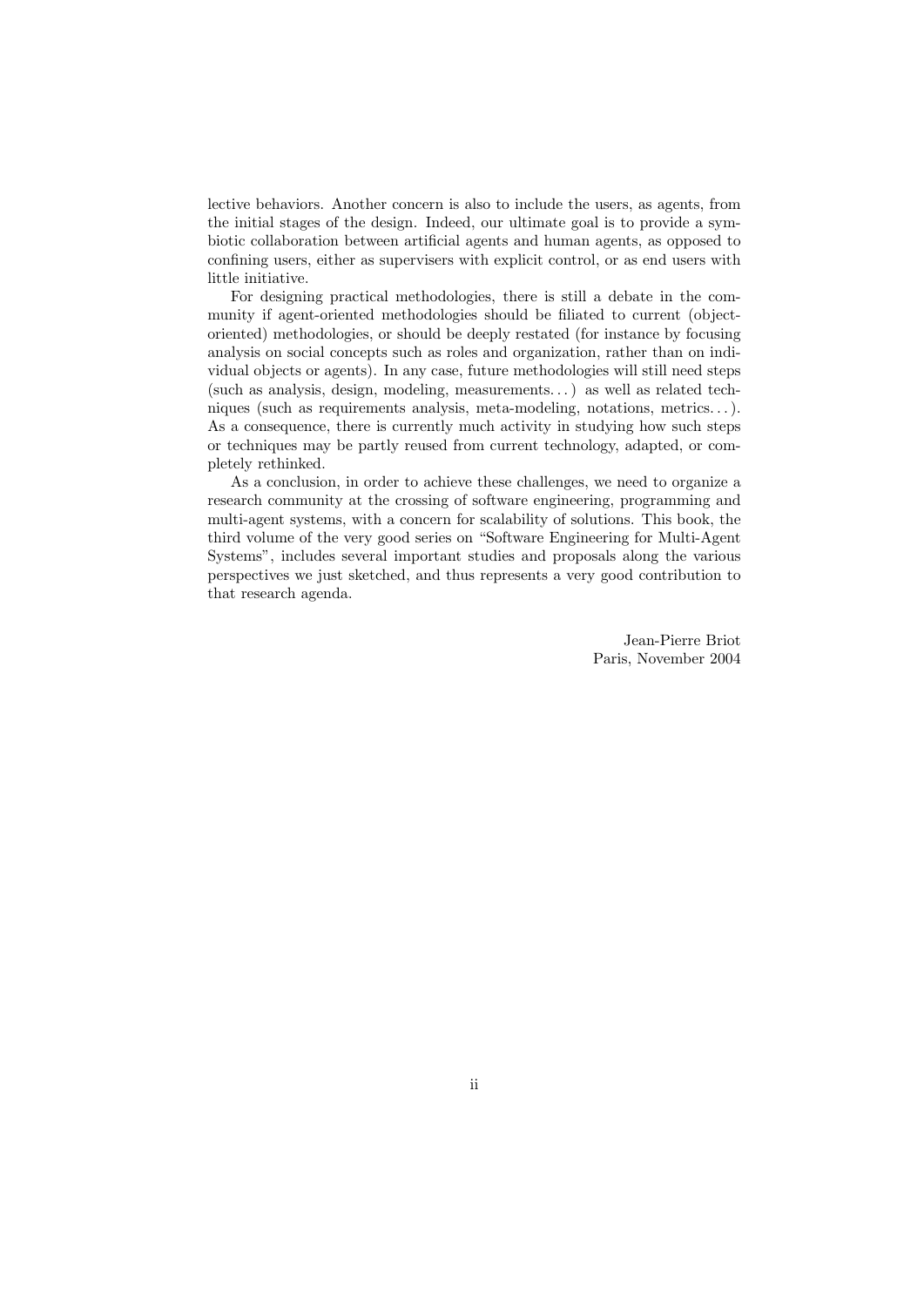lective behaviors. Another concern is also to include the users, as agents, from the initial stages of the design. Indeed, our ultimate goal is to provide a symbiotic collaboration between artificial agents and human agents, as opposed to confining users, either as supervisers with explicit control, or as end users with little initiative.

For designing practical methodologies, there is still a debate in the community if agent-oriented methodologies should be filiated to current (object-oriented) methodologies, or should be deeply restated (for instance by focusing analysis on social concepts such as roles and organization, rather than on individual objects or agents). In any case, future methodologies will still need steps (such as analysis, design, modeling, measurements. . . ) as well as related techniques (such as requirements analysis, meta-modeling, notations, metrics. . . ). As a consequence, there is currently much activity in studying how such steps or techniques may be partly reused from current technology, adapted, or completely rethinked.

As a conclusion, in order to achieve these challenges, we need to organize a research community at the crossing of software engineering, programming and multi-agent systems, with a concern for scalability of solutions. This book, the third volume of the very good series on "Software Engineering for Multi-Agent Systems", includes several important studies and proposals along the various perspectives we just sketched, and thus represents a very good contribution to that research agenda.

Jean-Pierre Briot
Paris, November 2004